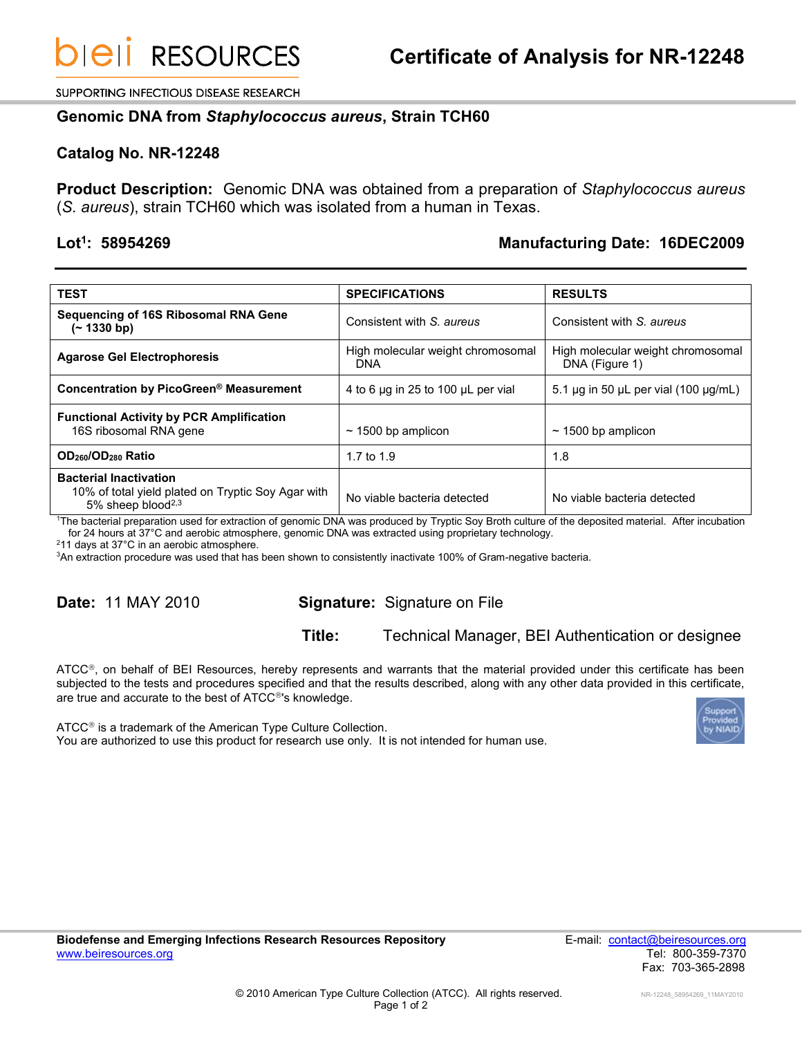bei RESOURCES

SUPPORTING INFECTIOUS DISEASE RESEARCH

# Certificate of Analysis for NR-12248

## Genomic DNA from *Staphylococcus aureus*, Strain TCH60

## Catalog No. NR-12248

**Product Description:** Genomic DNA was obtained from a preparation of *Staphylococcus aureus* (*S. aureus*), strain TCH60 which was isolated from a human in Texas.

**Lot[1]: 58954269** **Manufacturing Date: 16DEC2009**

| TEST | SPECIFICATIONS | RESULTS |
|---|---|---|
| **Sequencing of 16S Ribosomal RNA Gene (~ 1330 bp)** | Consistent with *S. aureus* | Consistent with *S. aureus* |
| **Agarose Gel Electrophoresis** | High molecular weight chromosomal DNA | High molecular weight chromosomal DNA (Figure 1) |
| **Concentration by PicoGreen® Measurement** | 4 to 6 µg in 25 to 100 µL per vial | 5.1 µg in 50 µL per vial (100 µg/mL) |
| **Functional Activity by PCR Amplification** 16S ribosomal RNA gene | ~ 1500 bp amplicon | ~ 1500 bp amplicon |
| **$OD_{260}/OD_{280}$ Ratio** | 1.7 to 1.9 | 1.8 |
| **Bacterial Inactivation** 10% of total yield plated on Tryptic Soy Agar with 5% sheep blood[2,3] | No viable bacteria detected | No viable bacteria detected |

[1]The bacterial preparation used for extraction of genomic DNA was produced by Tryptic Soy Broth culture of the deposited material. After incubation for 24 hours at 37°C and aerobic atmosphere, genomic DNA was extracted using proprietary technology.
[2]11 days at 37°C in an aerobic atmosphere.
[3]An extraction procedure was used that has been shown to consistently inactivate 100% of Gram-negative bacteria.

**Date:** 11 MAY 2010 **Signature:** Signature on File

**Title:** Technical Manager, BEI Authentication or designee

ATCC®, on behalf of BEI Resources, hereby represents and warrants that the material provided under this certificate has been subjected to the tests and procedures specified and that the results described, along with any other data provided in this certificate, are true and accurate to the best of ATCC®'s knowledge.

ATCC® is a trademark of the American Type Culture Collection.
You are authorized to use this product for research use only. It is not intended for human use.

Support Provided by NIAID

**Biodefense and Emerging Infections Research Resources Repository**
www.beiresources.org

E-mail: contact@beiresources.org
Tel: 800-359-7370
Fax: 703-365-2898

© 2010 American Type Culture Collection (ATCC). All rights reserved.

NR-12248_58954269_11MAY2010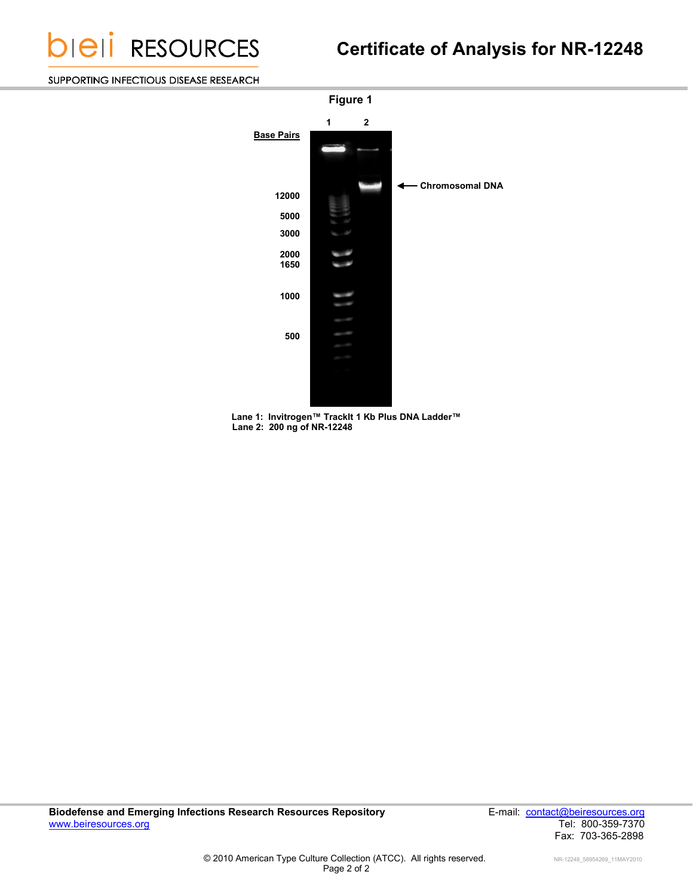## Figure 1

1 2

Base Pairs

12000

5000

3000

2000

1650

1000

500

Chromosomal DNA

Lane 1: Invitrogen™ TrackIt 1 Kb Plus DNA Ladder™
Lane 2: 200 ng of NR-12248